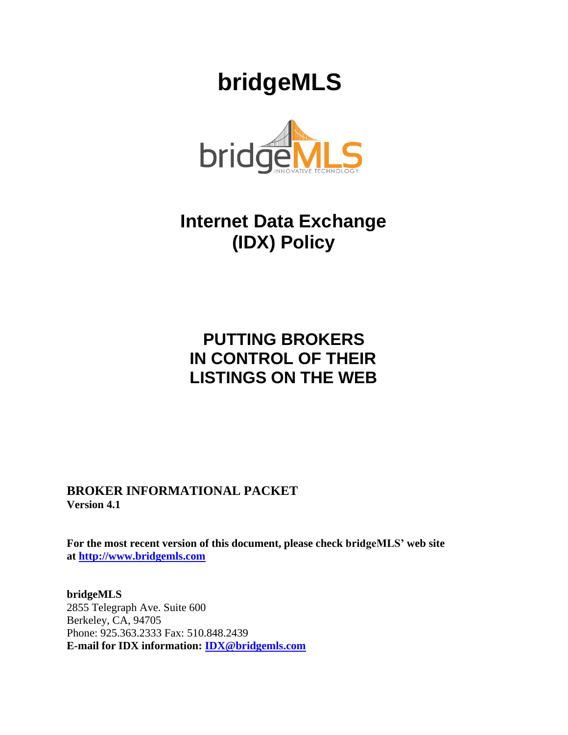# bridgeMLS

## Internet Data Exchange (IDX) Policy

## PUTTING BROKERS IN CONTROL OF THEIR LISTINGS ON THE WEB

**BROKER INFORMATIONAL PACKET**
**Version 4.1**

**For the most recent version of this document, please check bridgeMLS' web site at [http://www.bridgemls.com](http://www.bridgemls.com)**

**bridgeMLS**
2855 Telegraph Ave. Suite 600
Berkeley, CA, 94705
Phone: 925.363.2333 Fax: 510.848.2439
**E-mail for IDX information: [IDX@bridgemls.com](mailto:IDX@bridgemls.com)**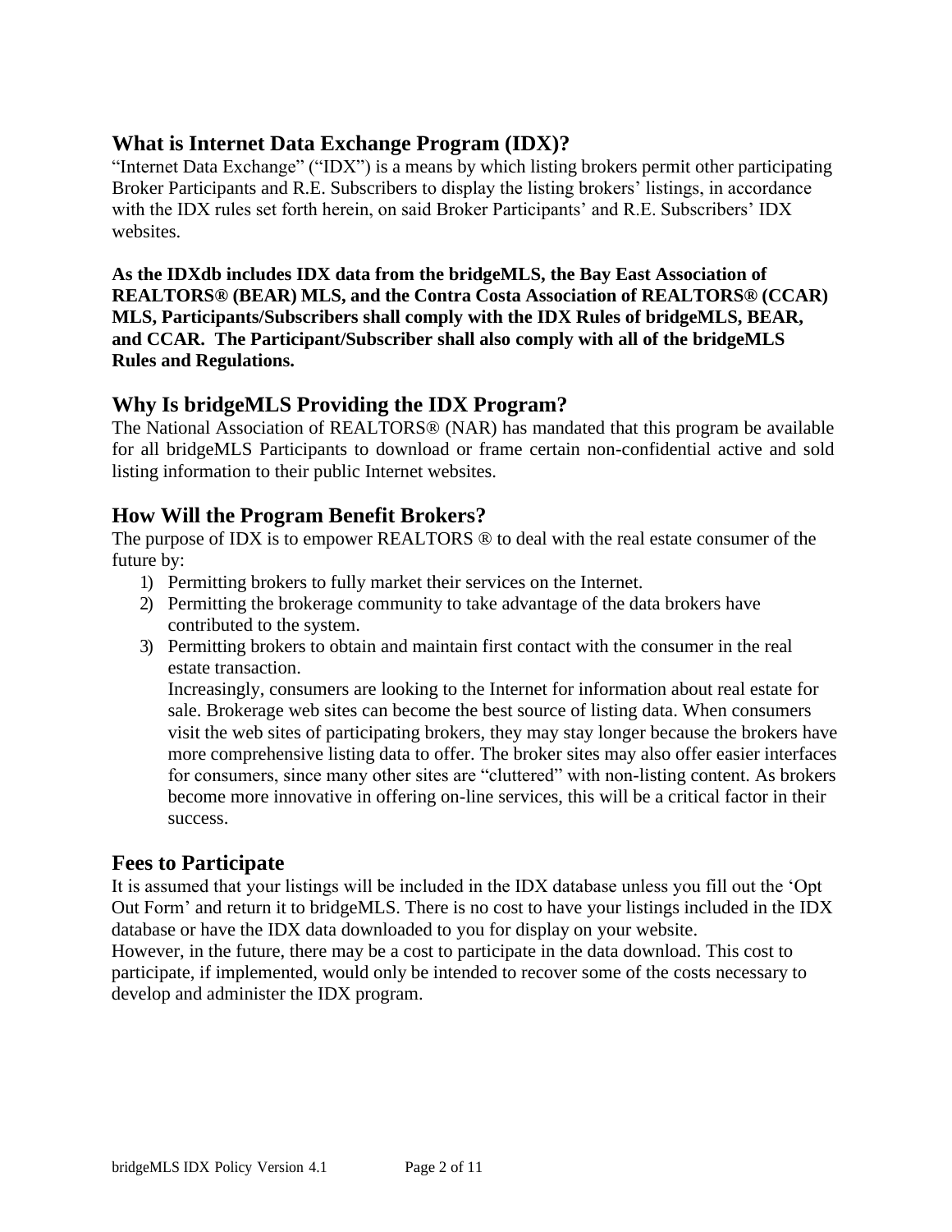## What is Internet Data Exchange Program (IDX)?

"Internet Data Exchange" ("IDX") is a means by which listing brokers permit other participating Broker Participants and R.E. Subscribers to display the listing brokers' listings, in accordance with the IDX rules set forth herein, on said Broker Participants' and R.E. Subscribers' IDX websites.

**As the IDXdb includes IDX data from the bridgeMLS, the Bay East Association of REALTORS® (BEAR) MLS, and the Contra Costa Association of REALTORS® (CCAR) MLS, Participants/Subscribers shall comply with the IDX Rules of bridgeMLS, BEAR, and CCAR. The Participant/Subscriber shall also comply with all of the bridgeMLS Rules and Regulations.**

## Why Is bridgeMLS Providing the IDX Program?

The National Association of REALTORS® (NAR) has mandated that this program be available for all bridgeMLS Participants to download or frame certain non-confidential active and sold listing information to their public Internet websites.

## How Will the Program Benefit Brokers?

The purpose of IDX is to empower REALTORS ® to deal with the real estate consumer of the future by:

1) Permitting brokers to fully market their services on the Internet.
2) Permitting the brokerage community to take advantage of the data brokers have contributed to the system.
3) Permitting brokers to obtain and maintain first contact with the consumer in the real estate transaction.
   Increasingly, consumers are looking to the Internet for information about real estate for sale. Brokerage web sites can become the best source of listing data. When consumers visit the web sites of participating brokers, they may stay longer because the brokers have more comprehensive listing data to offer. The broker sites may also offer easier interfaces for consumers, since many other sites are "cluttered" with non-listing content. As brokers become more innovative in offering on-line services, this will be a critical factor in their success.

## Fees to Participate

It is assumed that your listings will be included in the IDX database unless you fill out the 'Opt Out Form' and return it to bridgeMLS. There is no cost to have your listings included in the IDX database or have the IDX data downloaded to you for display on your website.
However, in the future, there may be a cost to participate in the data download. This cost to participate, if implemented, would only be intended to recover some of the costs necessary to develop and administer the IDX program.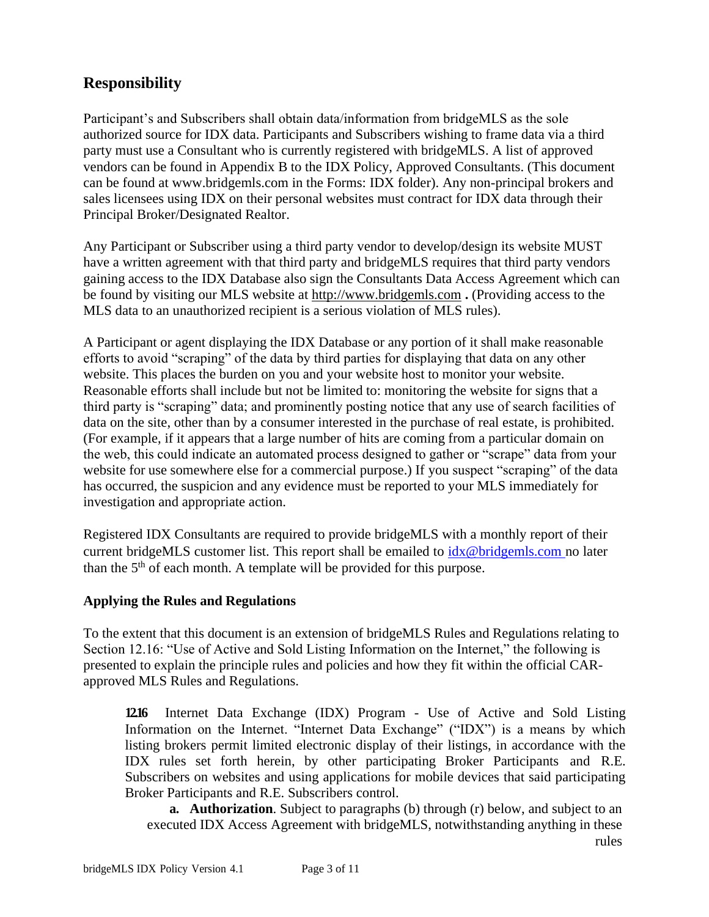## Responsibility

Participant's and Subscribers shall obtain data/information from bridgeMLS as the sole authorized source for IDX data. Participants and Subscribers wishing to frame data via a third party must use a Consultant who is currently registered with bridgeMLS. A list of approved vendors can be found in Appendix B to the IDX Policy, Approved Consultants. (This document can be found at www.bridgemls.com in the Forms: IDX folder). Any non-principal brokers and sales licensees using IDX on their personal websites must contract for IDX data through their Principal Broker/Designated Realtor.

Any Participant or Subscriber using a third party vendor to develop/design its website MUST have a written agreement with that third party and bridgeMLS requires that third party vendors gaining access to the IDX Database also sign the Consultants Data Access Agreement which can be found by visiting our MLS website at http://www.bridgemls.com **.** (Providing access to the MLS data to an unauthorized recipient is a serious violation of MLS rules).

A Participant or agent displaying the IDX Database or any portion of it shall make reasonable efforts to avoid "scraping" of the data by third parties for displaying that data on any other website. This places the burden on you and your website host to monitor your website. Reasonable efforts shall include but not be limited to: monitoring the website for signs that a third party is "scraping" data; and prominently posting notice that any use of search facilities of data on the site, other than by a consumer interested in the purchase of real estate, is prohibited. (For example, if it appears that a large number of hits are coming from a particular domain on the web, this could indicate an automated process designed to gather or "scrape" data from your website for use somewhere else for a commercial purpose.) If you suspect "scraping" of the data has occurred, the suspicion and any evidence must be reported to your MLS immediately for investigation and appropriate action.

Registered IDX Consultants are required to provide bridgeMLS with a monthly report of their current bridgeMLS customer list. This report shall be emailed to idx@bridgemls.com no later than the 5th of each month. A template will be provided for this purpose.

**Applying the Rules and Regulations**

To the extent that this document is an extension of bridgeMLS Rules and Regulations relating to Section 12.16: "Use of Active and Sold Listing Information on the Internet," the following is presented to explain the principle rules and policies and how they fit within the official CAR-approved MLS Rules and Regulations.

**12.16** Internet Data Exchange (IDX) Program - Use of Active and Sold Listing Information on the Internet. "Internet Data Exchange" ("IDX") is a means by which listing brokers permit limited electronic display of their listings, in accordance with the IDX rules set forth herein, by other participating Broker Participants and R.E. Subscribers on websites and using applications for mobile devices that said participating Broker Participants and R.E. Subscribers control.

**a. Authorization**. Subject to paragraphs (b) through (r) below, and subject to an executed IDX Access Agreement with bridgeMLS, notwithstanding anything in these rules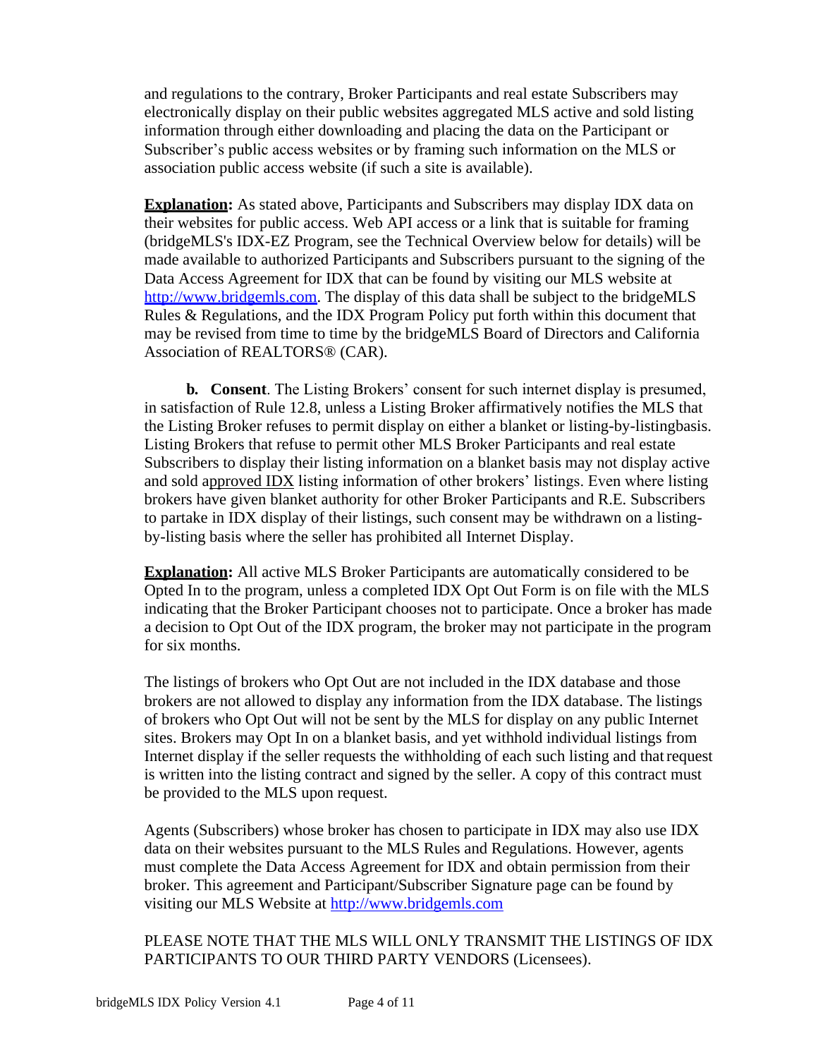and regulations to the contrary, Broker Participants and real estate Subscribers may electronically display on their public websites aggregated MLS active and sold listing information through either downloading and placing the data on the Participant or Subscriber's public access websites or by framing such information on the MLS or association public access website (if such a site is available).

**Explanation:** As stated above, Participants and Subscribers may display IDX data on their websites for public access. Web API access or a link that is suitable for framing (bridgeMLS's IDX-EZ Program, see the Technical Overview below for details) will be made available to authorized Participants and Subscribers pursuant to the signing of the Data Access Agreement for IDX that can be found by visiting our MLS website at [http://www.bridgemls.com](http://www.bridgemls.com). The display of this data shall be subject to the bridgeMLS Rules & Regulations, and the IDX Program Policy put forth within this document that may be revised from time to time by the bridgeMLS Board of Directors and California Association of REALTORS® (CAR).

**b. Consent**. The Listing Brokers' consent for such internet display is presumed, in satisfaction of Rule 12.8, unless a Listing Broker affirmatively notifies the MLS that the Listing Broker refuses to permit display on either a blanket or listing-by-listingbasis. Listing Brokers that refuse to permit other MLS Broker Participants and real estate Subscribers to display their listing information on a blanket basis may not display active and sold approved IDX listing information of other brokers' listings. Even where listing brokers have given blanket authority for other Broker Participants and R.E. Subscribers to partake in IDX display of their listings, such consent may be withdrawn on a listing-by-listing basis where the seller has prohibited all Internet Display.

**Explanation:** All active MLS Broker Participants are automatically considered to be Opted In to the program, unless a completed IDX Opt Out Form is on file with the MLS indicating that the Broker Participant chooses not to participate. Once a broker has made a decision to Opt Out of the IDX program, the broker may not participate in the program for six months.

The listings of brokers who Opt Out are not included in the IDX database and those brokers are not allowed to display any information from the IDX database. The listings of brokers who Opt Out will not be sent by the MLS for display on any public Internet sites. Brokers may Opt In on a blanket basis, and yet withhold individual listings from Internet display if the seller requests the withholding of each such listing and that request is written into the listing contract and signed by the seller. A copy of this contract must be provided to the MLS upon request.

Agents (Subscribers) whose broker has chosen to participate in IDX may also use IDX data on their websites pursuant to the MLS Rules and Regulations. However, agents must complete the Data Access Agreement for IDX and obtain permission from their broker. This agreement and Participant/Subscriber Signature page can be found by visiting our MLS Website at [http://www.bridgemls.com](http://www.bridgemls.com)

PLEASE NOTE THAT THE MLS WILL ONLY TRANSMIT THE LISTINGS OF IDX PARTICIPANTS TO OUR THIRD PARTY VENDORS (Licensees).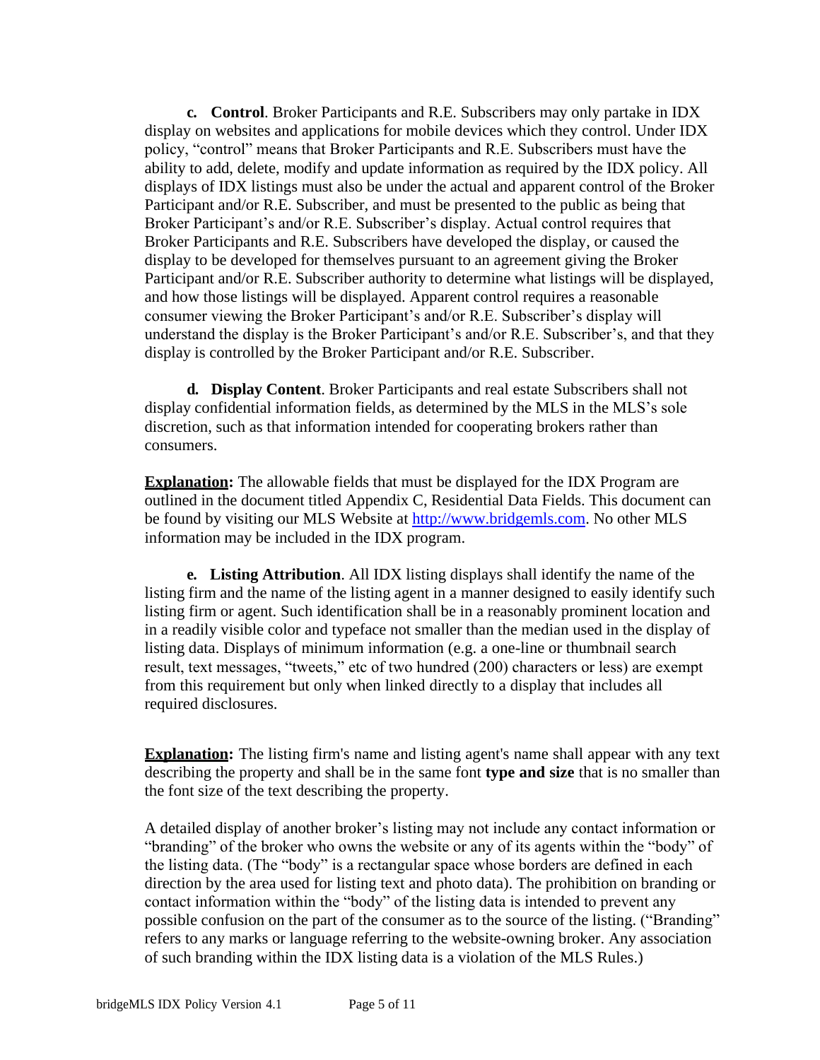**c. Control**. Broker Participants and R.E. Subscribers may only partake in IDX display on websites and applications for mobile devices which they control. Under IDX policy, "control" means that Broker Participants and R.E. Subscribers must have the ability to add, delete, modify and update information as required by the IDX policy. All displays of IDX listings must also be under the actual and apparent control of the Broker Participant and/or R.E. Subscriber, and must be presented to the public as being that Broker Participant's and/or R.E. Subscriber's display. Actual control requires that Broker Participants and R.E. Subscribers have developed the display, or caused the display to be developed for themselves pursuant to an agreement giving the Broker Participant and/or R.E. Subscriber authority to determine what listings will be displayed, and how those listings will be displayed. Apparent control requires a reasonable consumer viewing the Broker Participant's and/or R.E. Subscriber's display will understand the display is the Broker Participant's and/or R.E. Subscriber's, and that they display is controlled by the Broker Participant and/or R.E. Subscriber.

**d. Display Content**. Broker Participants and real estate Subscribers shall not display confidential information fields, as determined by the MLS in the MLS's sole discretion, such as that information intended for cooperating brokers rather than consumers.

**Explanation:** The allowable fields that must be displayed for the IDX Program are outlined in the document titled Appendix C, Residential Data Fields. This document can be found by visiting our MLS Website at [http://www.bridgemls.com](http://www.bridgemls.com). No other MLS information may be included in the IDX program.

**e. Listing Attribution**. All IDX listing displays shall identify the name of the listing firm and the name of the listing agent in a manner designed to easily identify such listing firm or agent. Such identification shall be in a reasonably prominent location and in a readily visible color and typeface not smaller than the median used in the display of listing data. Displays of minimum information (e.g. a one-line or thumbnail search result, text messages, "tweets," etc of two hundred (200) characters or less) are exempt from this requirement but only when linked directly to a display that includes all required disclosures.

**Explanation:** The listing firm's name and listing agent's name shall appear with any text describing the property and shall be in the same font **type and size** that is no smaller than the font size of the text describing the property.

A detailed display of another broker's listing may not include any contact information or "branding" of the broker who owns the website or any of its agents within the "body" of the listing data. (The "body" is a rectangular space whose borders are defined in each direction by the area used for listing text and photo data). The prohibition on branding or contact information within the "body" of the listing data is intended to prevent any possible confusion on the part of the consumer as to the source of the listing. ("Branding" refers to any marks or language referring to the website-owning broker. Any association of such branding within the IDX listing data is a violation of the MLS Rules.)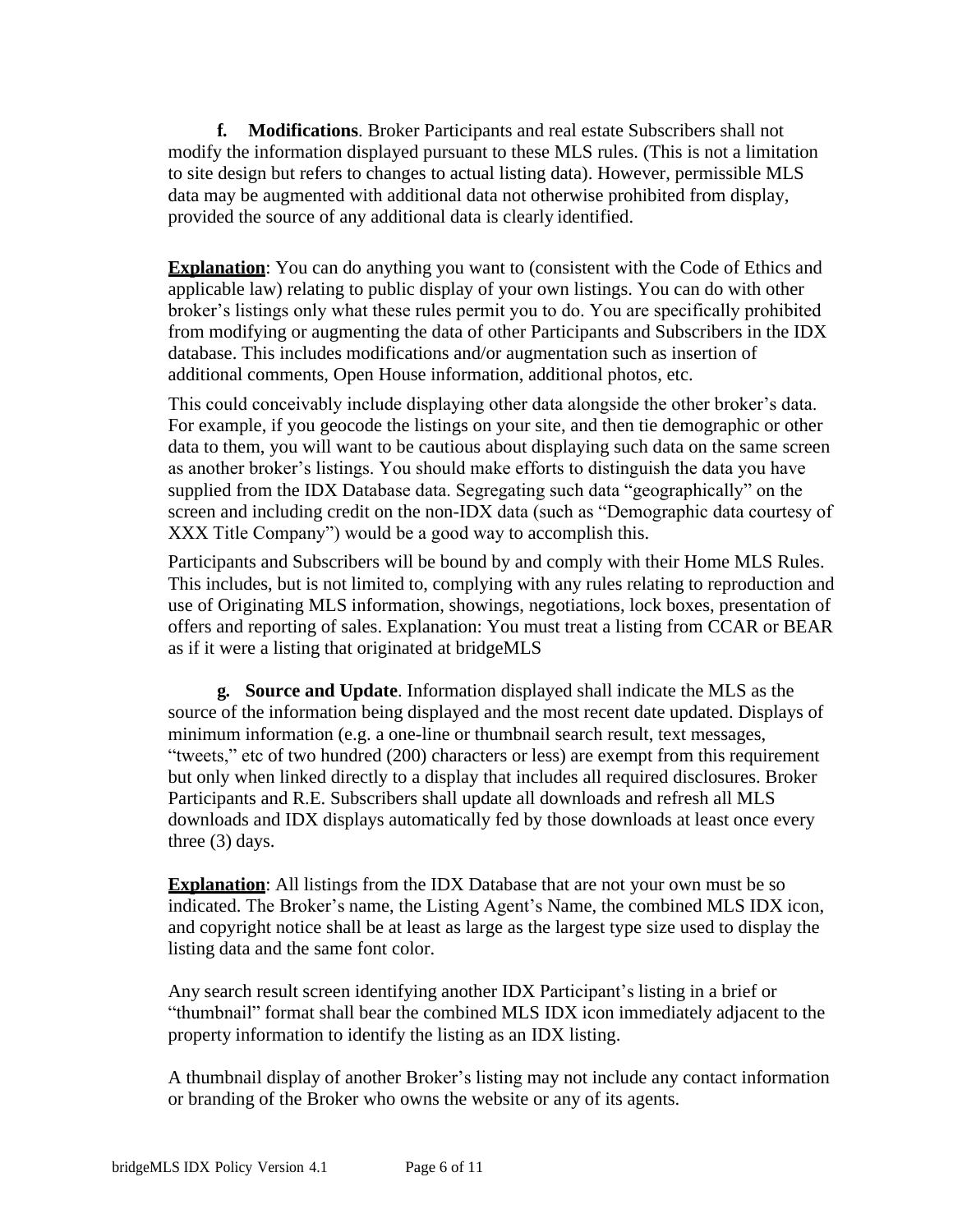**f. Modifications**. Broker Participants and real estate Subscribers shall not modify the information displayed pursuant to these MLS rules. (This is not a limitation to site design but refers to changes to actual listing data). However, permissible MLS data may be augmented with additional data not otherwise prohibited from display, provided the source of any additional data is clearly identified.

**Explanation**: You can do anything you want to (consistent with the Code of Ethics and applicable law) relating to public display of your own listings. You can do with other broker's listings only what these rules permit you to do. You are specifically prohibited from modifying or augmenting the data of other Participants and Subscribers in the IDX database. This includes modifications and/or augmentation such as insertion of additional comments, Open House information, additional photos, etc.

This could conceivably include displaying other data alongside the other broker's data. For example, if you geocode the listings on your site, and then tie demographic or other data to them, you will want to be cautious about displaying such data on the same screen as another broker's listings. You should make efforts to distinguish the data you have supplied from the IDX Database data. Segregating such data "geographically" on the screen and including credit on the non-IDX data (such as "Demographic data courtesy of XXX Title Company") would be a good way to accomplish this.

Participants and Subscribers will be bound by and comply with their Home MLS Rules. This includes, but is not limited to, complying with any rules relating to reproduction and use of Originating MLS information, showings, negotiations, lock boxes, presentation of offers and reporting of sales. Explanation: You must treat a listing from CCAR or BEAR as if it were a listing that originated at bridgeMLS

**g. Source and Update**. Information displayed shall indicate the MLS as the source of the information being displayed and the most recent date updated. Displays of minimum information (e.g. a one-line or thumbnail search result, text messages, "tweets," etc of two hundred (200) characters or less) are exempt from this requirement but only when linked directly to a display that includes all required disclosures. Broker Participants and R.E. Subscribers shall update all downloads and refresh all MLS downloads and IDX displays automatically fed by those downloads at least once every three (3) days.

**Explanation**: All listings from the IDX Database that are not your own must be so indicated. The Broker's name, the Listing Agent's Name, the combined MLS IDX icon, and copyright notice shall be at least as large as the largest type size used to display the listing data and the same font color.

Any search result screen identifying another IDX Participant's listing in a brief or "thumbnail" format shall bear the combined MLS IDX icon immediately adjacent to the property information to identify the listing as an IDX listing.

A thumbnail display of another Broker's listing may not include any contact information or branding of the Broker who owns the website or any of its agents.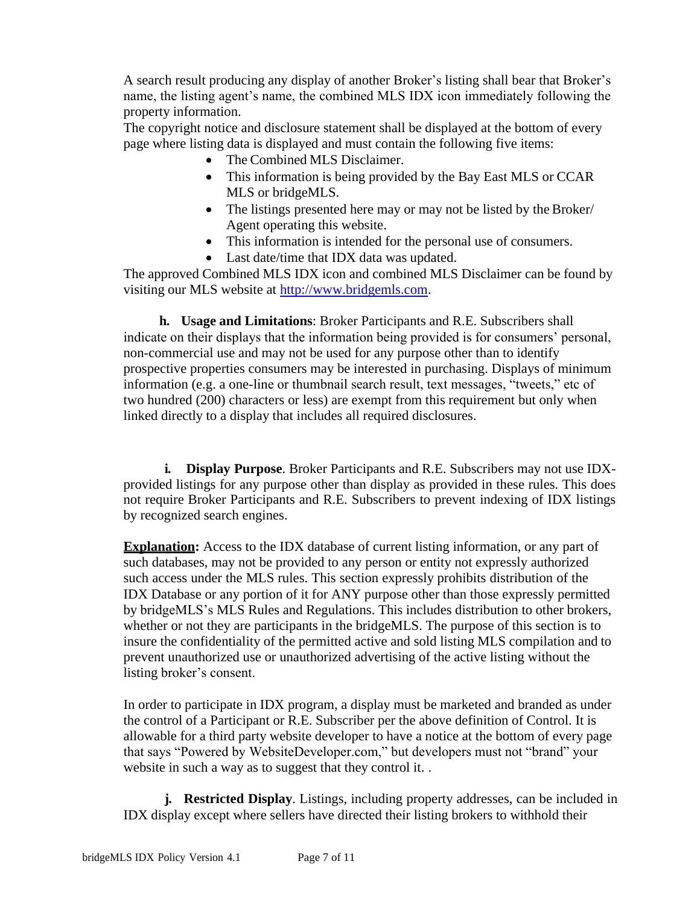A search result producing any display of another Broker's listing shall bear that Broker's name, the listing agent's name, the combined MLS IDX icon immediately following the property information.
The copyright notice and disclosure statement shall be displayed at the bottom of every page where listing data is displayed and must contain the following five items:

- The Combined MLS Disclaimer.
- This information is being provided by the Bay East MLS or CCAR MLS or bridgeMLS.
- The listings presented here may or may not be listed by the Broker/ Agent operating this website.
- This information is intended for the personal use of consumers.
- Last date/time that IDX data was updated.

The approved Combined MLS IDX icon and combined MLS Disclaimer can be found by visiting our MLS website at [http://www.bridgemls.com](http://www.bridgemls.com).

**h. Usage and Limitations**: Broker Participants and R.E. Subscribers shall indicate on their displays that the information being provided is for consumers' personal, non-commercial use and may not be used for any purpose other than to identify prospective properties consumers may be interested in purchasing. Displays of minimum information (e.g. a one-line or thumbnail search result, text messages, "tweets," etc of two hundred (200) characters or less) are exempt from this requirement but only when linked directly to a display that includes all required disclosures.

**i. Display Purpose**. Broker Participants and R.E. Subscribers may not use IDX-provided listings for any purpose other than display as provided in these rules. This does not require Broker Participants and R.E. Subscribers to prevent indexing of IDX listings by recognized search engines.

**<u>Explanation</u>:** Access to the IDX database of current listing information, or any part of such databases, may not be provided to any person or entity not expressly authorized such access under the MLS rules. This section expressly prohibits distribution of the IDX Database or any portion of it for ANY purpose other than those expressly permitted by bridgeMLS's MLS Rules and Regulations. This includes distribution to other brokers, whether or not they are participants in the bridgeMLS. The purpose of this section is to insure the confidentiality of the permitted active and sold listing MLS compilation and to prevent unauthorized use or unauthorized advertising of the active listing without the listing broker's consent.

In order to participate in IDX program, a display must be marketed and branded as under the control of a Participant or R.E. Subscriber per the above definition of Control. It is allowable for a third party website developer to have a notice at the bottom of every page that says "Powered by WebsiteDeveloper.com," but developers must not "brand" your website in such a way as to suggest that they control it. .

**j. Restricted Display**. Listings, including property addresses, can be included in IDX display except where sellers have directed their listing brokers to withhold their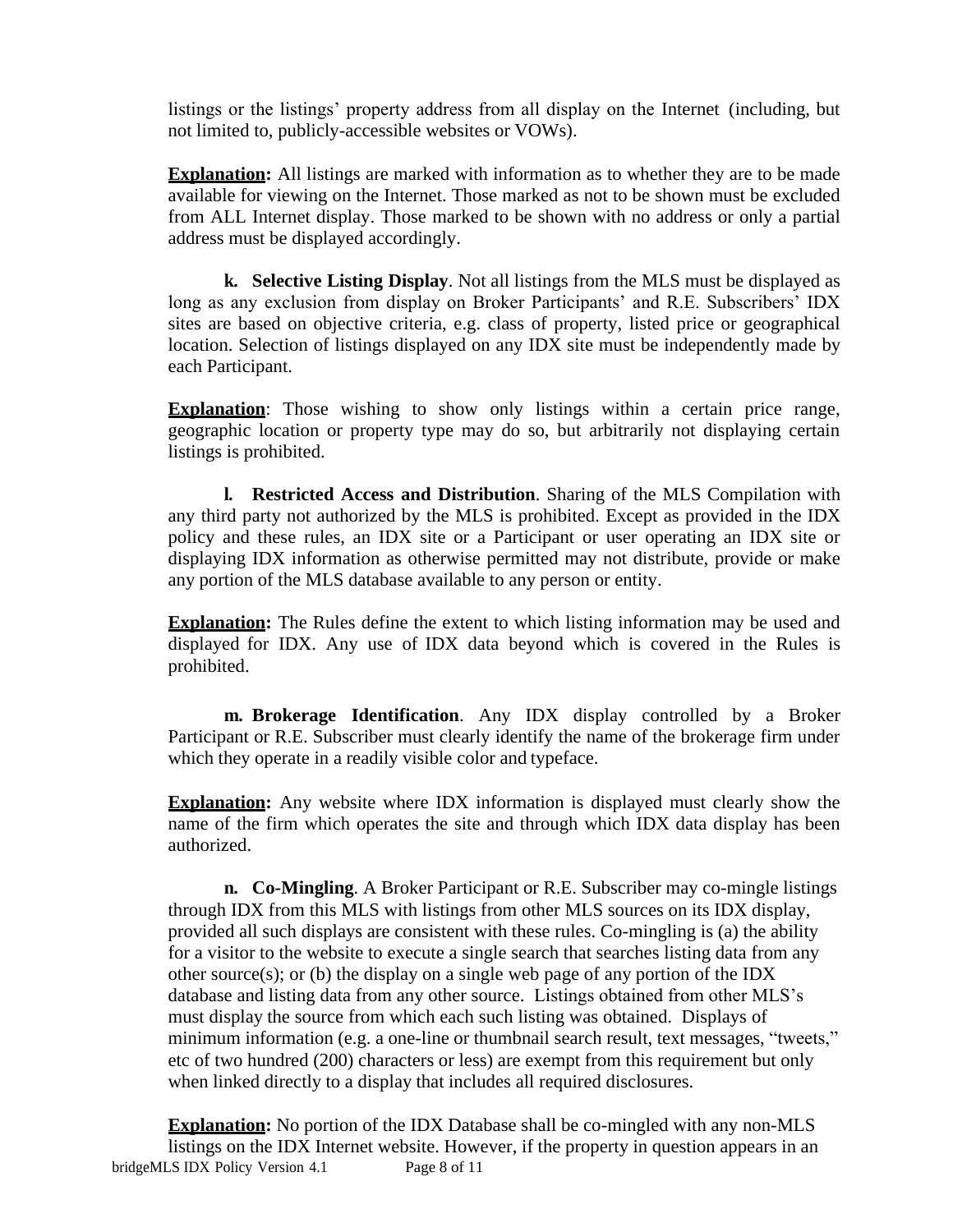listings or the listings' property address from all display on the Internet (including, but not limited to, publicly-accessible websites or VOWs).

**Explanation:** All listings are marked with information as to whether they are to be made available for viewing on the Internet. Those marked as not to be shown must be excluded from ALL Internet display. Those marked to be shown with no address or only a partial address must be displayed accordingly.

**k. Selective Listing Display**. Not all listings from the MLS must be displayed as long as any exclusion from display on Broker Participants' and R.E. Subscribers' IDX sites are based on objective criteria, e.g. class of property, listed price or geographical location. Selection of listings displayed on any IDX site must be independently made by each Participant.

**Explanation**: Those wishing to show only listings within a certain price range, geographic location or property type may do so, but arbitrarily not displaying certain listings is prohibited.

**l. Restricted Access and Distribution**. Sharing of the MLS Compilation with any third party not authorized by the MLS is prohibited. Except as provided in the IDX policy and these rules, an IDX site or a Participant or user operating an IDX site or displaying IDX information as otherwise permitted may not distribute, provide or make any portion of the MLS database available to any person or entity.

**Explanation:** The Rules define the extent to which listing information may be used and displayed for IDX. Any use of IDX data beyond which is covered in the Rules is prohibited.

**m. Brokerage Identification**. Any IDX display controlled by a Broker Participant or R.E. Subscriber must clearly identify the name of the brokerage firm under which they operate in a readily visible color and typeface.

**Explanation:** Any website where IDX information is displayed must clearly show the name of the firm which operates the site and through which IDX data display has been authorized.

**n. Co-Mingling**. A Broker Participant or R.E. Subscriber may co-mingle listings through IDX from this MLS with listings from other MLS sources on its IDX display, provided all such displays are consistent with these rules. Co-mingling is (a) the ability for a visitor to the website to execute a single search that searches listing data from any other source(s); or (b) the display on a single web page of any portion of the IDX database and listing data from any other source. Listings obtained from other MLS's must display the source from which each such listing was obtained. Displays of minimum information (e.g. a one-line or thumbnail search result, text messages, "tweets," etc of two hundred (200) characters or less) are exempt from this requirement but only when linked directly to a display that includes all required disclosures.

**Explanation:** No portion of the IDX Database shall be co-mingled with any non-MLS listings on the IDX Internet website. However, if the property in question appears in an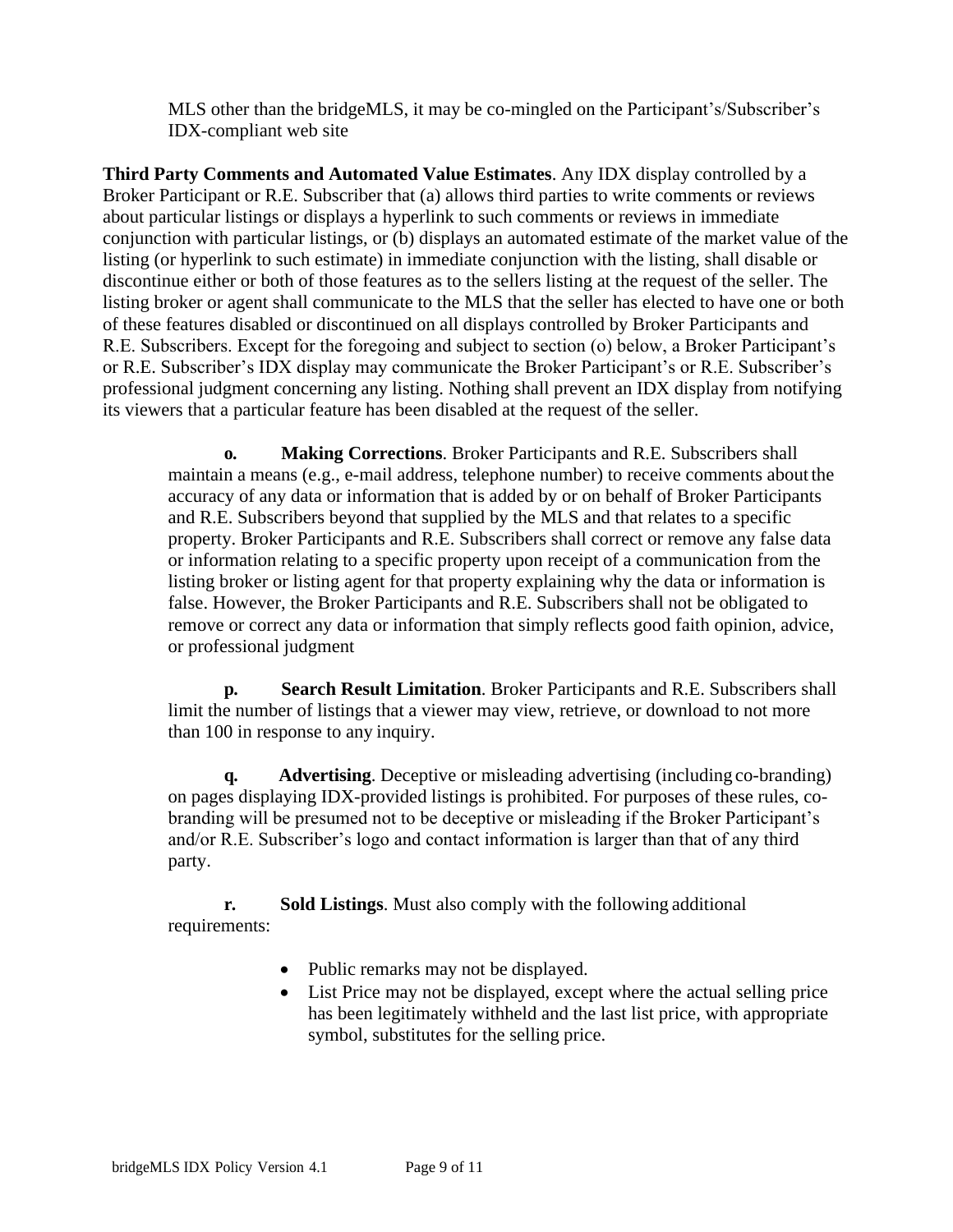MLS other than the bridgeMLS, it may be co-mingled on the Participant's/Subscriber's IDX-compliant web site

**Third Party Comments and Automated Value Estimates**. Any IDX display controlled by a Broker Participant or R.E. Subscriber that (a) allows third parties to write comments or reviews about particular listings or displays a hyperlink to such comments or reviews in immediate conjunction with particular listings, or (b) displays an automated estimate of the market value of the listing (or hyperlink to such estimate) in immediate conjunction with the listing, shall disable or discontinue either or both of those features as to the sellers listing at the request of the seller. The listing broker or agent shall communicate to the MLS that the seller has elected to have one or both of these features disabled or discontinued on all displays controlled by Broker Participants and R.E. Subscribers. Except for the foregoing and subject to section (o) below, a Broker Participant's or R.E. Subscriber's IDX display may communicate the Broker Participant's or R.E. Subscriber's professional judgment concerning any listing. Nothing shall prevent an IDX display from notifying its viewers that a particular feature has been disabled at the request of the seller.

**o. Making Corrections**. Broker Participants and R.E. Subscribers shall maintain a means (e.g., e-mail address, telephone number) to receive comments about the accuracy of any data or information that is added by or on behalf of Broker Participants and R.E. Subscribers beyond that supplied by the MLS and that relates to a specific property. Broker Participants and R.E. Subscribers shall correct or remove any false data or information relating to a specific property upon receipt of a communication from the listing broker or listing agent for that property explaining why the data or information is false. However, the Broker Participants and R.E. Subscribers shall not be obligated to remove or correct any data or information that simply reflects good faith opinion, advice, or professional judgment

**p. Search Result Limitation**. Broker Participants and R.E. Subscribers shall limit the number of listings that a viewer may view, retrieve, or download to not more than 100 in response to any inquiry.

**q. Advertising**. Deceptive or misleading advertising (including co-branding) on pages displaying IDX-provided listings is prohibited. For purposes of these rules, co-branding will be presumed not to be deceptive or misleading if the Broker Participant's and/or R.E. Subscriber's logo and contact information is larger than that of any third party.

**r. Sold Listings**. Must also comply with the following additional requirements:

- Public remarks may not be displayed.
- List Price may not be displayed, except where the actual selling price has been legitimately withheld and the last list price, with appropriate symbol, substitutes for the selling price.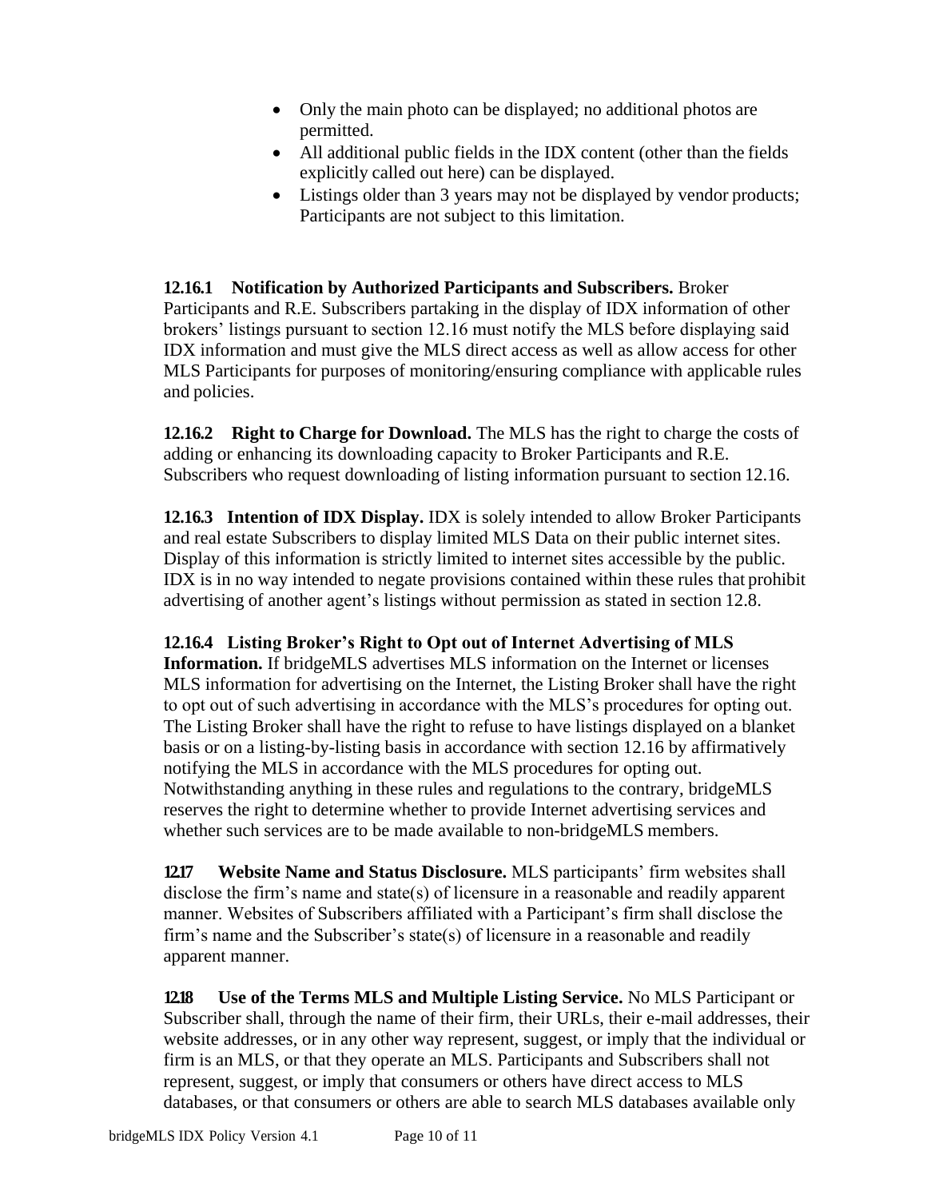- Only the main photo can be displayed; no additional photos are permitted.
- All additional public fields in the IDX content (other than the fields explicitly called out here) can be displayed.
- Listings older than 3 years may not be displayed by vendor products; Participants are not subject to this limitation.

**12.16.1 Notification by Authorized Participants and Subscribers.** Broker Participants and R.E. Subscribers partaking in the display of IDX information of other brokers' listings pursuant to section 12.16 must notify the MLS before displaying said IDX information and must give the MLS direct access as well as allow access for other MLS Participants for purposes of monitoring/ensuring compliance with applicable rules and policies.

**12.16.2 Right to Charge for Download.** The MLS has the right to charge the costs of adding or enhancing its downloading capacity to Broker Participants and R.E. Subscribers who request downloading of listing information pursuant to section 12.16.

**12.16.3 Intention of IDX Display.** IDX is solely intended to allow Broker Participants and real estate Subscribers to display limited MLS Data on their public internet sites. Display of this information is strictly limited to internet sites accessible by the public. IDX is in no way intended to negate provisions contained within these rules that prohibit advertising of another agent's listings without permission as stated in section 12.8.

**12.16.4 Listing Broker's Right to Opt out of Internet Advertising of MLS Information.** If bridgeMLS advertises MLS information on the Internet or licenses MLS information for advertising on the Internet, the Listing Broker shall have the right to opt out of such advertising in accordance with the MLS's procedures for opting out. The Listing Broker shall have the right to refuse to have listings displayed on a blanket basis or on a listing-by-listing basis in accordance with section 12.16 by affirmatively notifying the MLS in accordance with the MLS procedures for opting out. Notwithstanding anything in these rules and regulations to the contrary, bridgeMLS reserves the right to determine whether to provide Internet advertising services and whether such services are to be made available to non-bridgeMLS members.

**12.17 Website Name and Status Disclosure.** MLS participants' firm websites shall disclose the firm's name and state(s) of licensure in a reasonable and readily apparent manner. Websites of Subscribers affiliated with a Participant's firm shall disclose the firm's name and the Subscriber's state(s) of licensure in a reasonable and readily apparent manner.

**12.18 Use of the Terms MLS and Multiple Listing Service.** No MLS Participant or Subscriber shall, through the name of their firm, their URLs, their e-mail addresses, their website addresses, or in any other way represent, suggest, or imply that the individual or firm is an MLS, or that they operate an MLS. Participants and Subscribers shall not represent, suggest, or imply that consumers or others have direct access to MLS databases, or that consumers or others are able to search MLS databases available only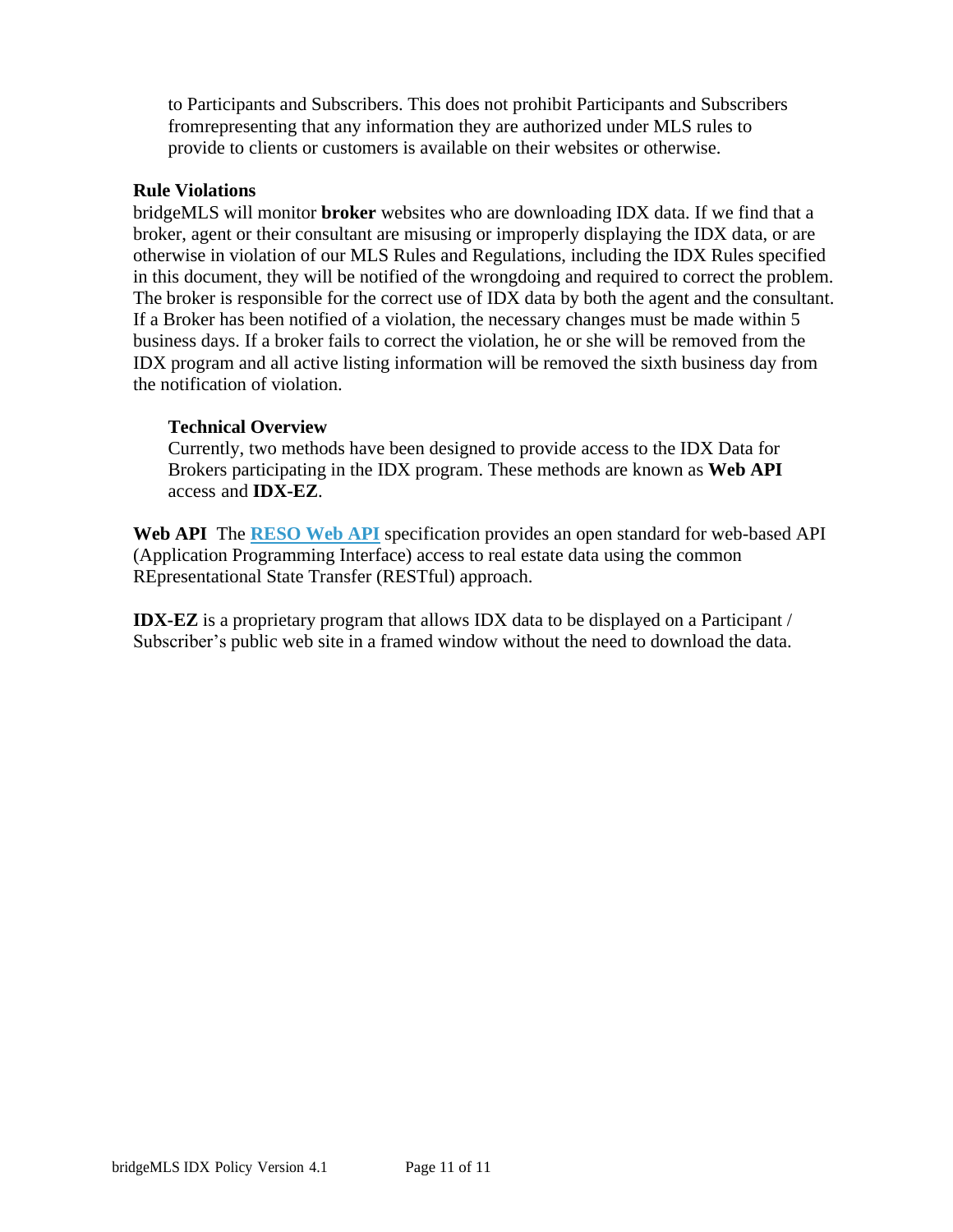to Participants and Subscribers. This does not prohibit Participants and Subscribers fromrepresenting that any information they are authorized under MLS rules to provide to clients or customers is available on their websites or otherwise.

**Rule Violations**

bridgeMLS will monitor **broker** websites who are downloading IDX data. If we find that a broker, agent or their consultant are misusing or improperly displaying the IDX data, or are otherwise in violation of our MLS Rules and Regulations, including the IDX Rules specified in this document, they will be notified of the wrongdoing and required to correct the problem. The broker is responsible for the correct use of IDX data by both the agent and the consultant. If a Broker has been notified of a violation, the necessary changes must be made within 5 business days. If a broker fails to correct the violation, he or she will be removed from the IDX program and all active listing information will be removed the sixth business day from the notification of violation.

**Technical Overview**

Currently, two methods have been designed to provide access to the IDX Data for Brokers participating in the IDX program. These methods are known as **Web API** access and **IDX-EZ**.

**Web API** The **RESO Web API** specification provides an open standard for web-based API (Application Programming Interface) access to real estate data using the common REpresentational State Transfer (RESTful) approach.

**IDX-EZ** is a proprietary program that allows IDX data to be displayed on a Participant / Subscriber's public web site in a framed window without the need to download the data.